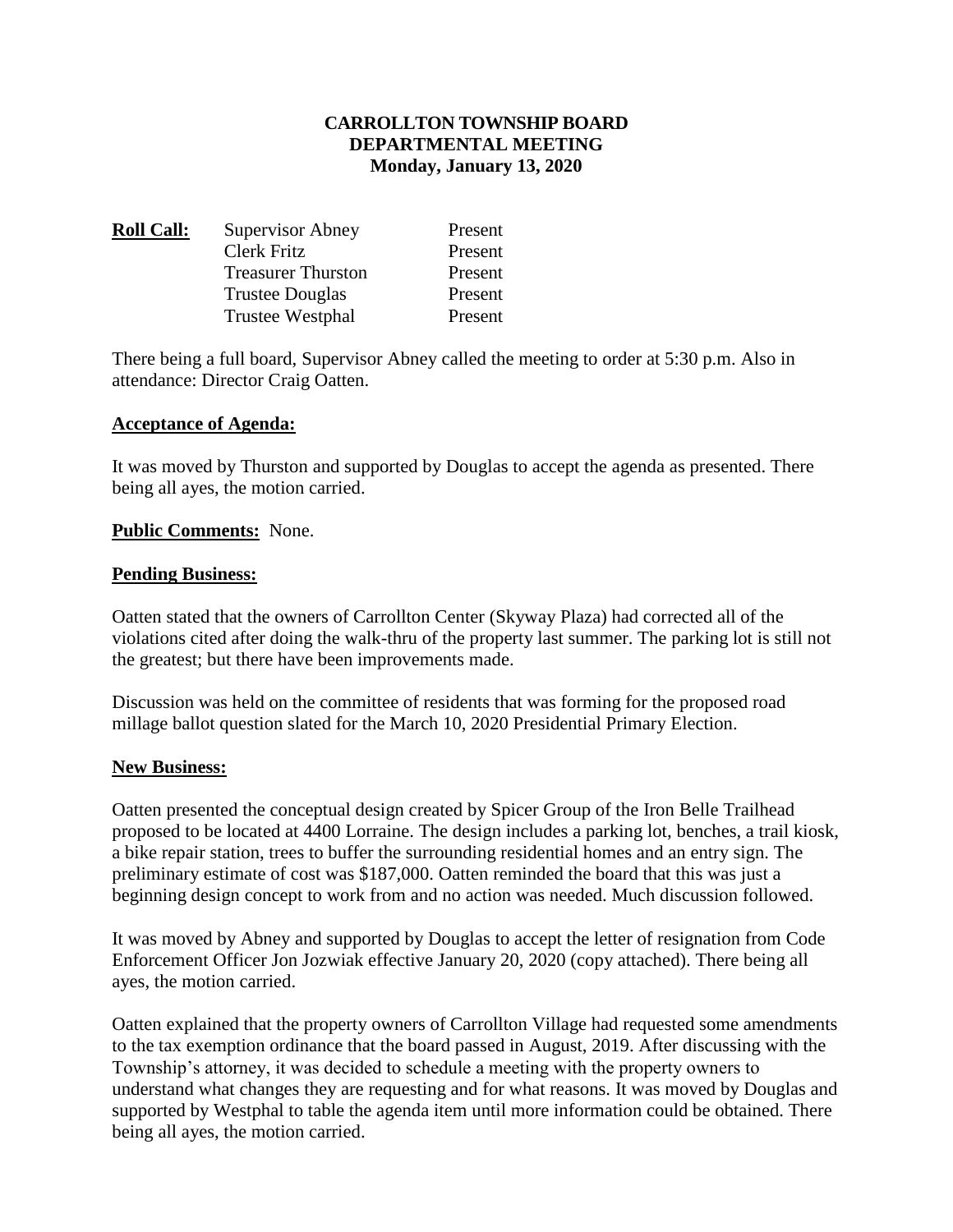# CARROLLTON TOWNSHIP BOARD
## DEPARTMENTAL MEETING
### Monday, January 13, 2020

**Roll Call:**

| | |
|---|---|
| Supervisor Abney | Present |
| Clerk Fritz | Present |
| Treasurer Thurston | Present |
| Trustee Douglas | Present |
| Trustee Westphal | Present |

There being a full board, Supervisor Abney called the meeting to order at 5:30 p.m. Also in attendance: Director Craig Oatten.

**Acceptance of Agenda:**

It was moved by Thurston and supported by Douglas to accept the agenda as presented. There being all ayes, the motion carried.

**Public Comments:** None.

**Pending Business:**

Oatten stated that the owners of Carrollton Center (Skyway Plaza) had corrected all of the violations cited after doing the walk-thru of the property last summer. The parking lot is still not the greatest; but there have been improvements made.

Discussion was held on the committee of residents that was forming for the proposed road millage ballot question slated for the March 10, 2020 Presidential Primary Election.

**New Business:**

Oatten presented the conceptual design created by Spicer Group of the Iron Belle Trailhead proposed to be located at 4400 Lorraine. The design includes a parking lot, benches, a trail kiosk, a bike repair station, trees to buffer the surrounding residential homes and an entry sign. The preliminary estimate of cost was $187,000. Oatten reminded the board that this was just a beginning design concept to work from and no action was needed. Much discussion followed.

It was moved by Abney and supported by Douglas to accept the letter of resignation from Code Enforcement Officer Jon Jozwiak effective January 20, 2020 (copy attached). There being all ayes, the motion carried.

Oatten explained that the property owners of Carrollton Village had requested some amendments to the tax exemption ordinance that the board passed in August, 2019. After discussing with the Township's attorney, it was decided to schedule a meeting with the property owners to understand what changes they are requesting and for what reasons. It was moved by Douglas and supported by Westphal to table the agenda item until more information could be obtained. There being all ayes, the motion carried.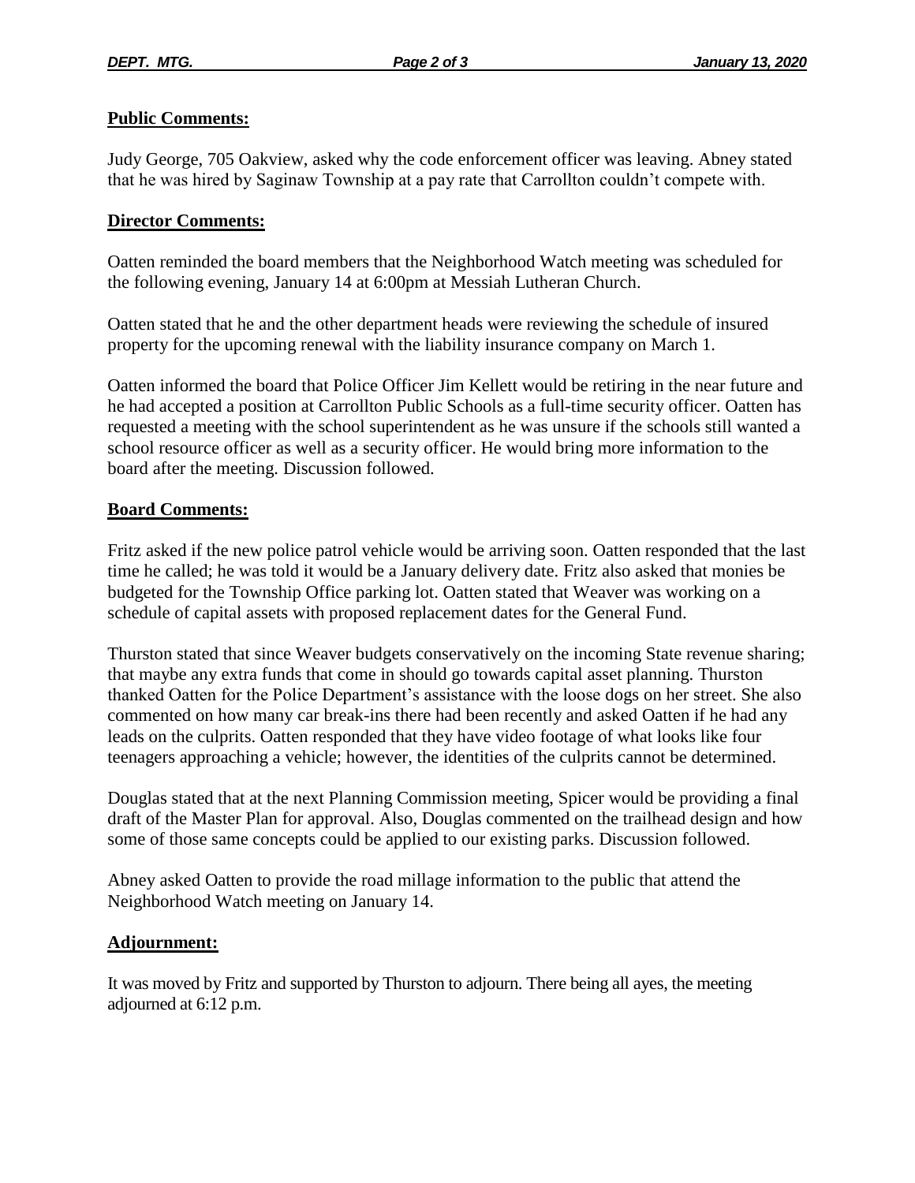**Public Comments:**

Judy George, 705 Oakview, asked why the code enforcement officer was leaving. Abney stated that he was hired by Saginaw Township at a pay rate that Carrollton couldn't compete with.

**Director Comments:**

Oatten reminded the board members that the Neighborhood Watch meeting was scheduled for the following evening, January 14 at 6:00pm at Messiah Lutheran Church.

Oatten stated that he and the other department heads were reviewing the schedule of insured property for the upcoming renewal with the liability insurance company on March 1.

Oatten informed the board that Police Officer Jim Kellett would be retiring in the near future and he had accepted a position at Carrollton Public Schools as a full-time security officer. Oatten has requested a meeting with the school superintendent as he was unsure if the schools still wanted a school resource officer as well as a security officer. He would bring more information to the board after the meeting. Discussion followed.

**Board Comments:**

Fritz asked if the new police patrol vehicle would be arriving soon. Oatten responded that the last time he called; he was told it would be a January delivery date. Fritz also asked that monies be budgeted for the Township Office parking lot. Oatten stated that Weaver was working on a schedule of capital assets with proposed replacement dates for the General Fund.

Thurston stated that since Weaver budgets conservatively on the incoming State revenue sharing; that maybe any extra funds that come in should go towards capital asset planning. Thurston thanked Oatten for the Police Department's assistance with the loose dogs on her street. She also commented on how many car break-ins there had been recently and asked Oatten if he had any leads on the culprits. Oatten responded that they have video footage of what looks like four teenagers approaching a vehicle; however, the identities of the culprits cannot be determined.

Douglas stated that at the next Planning Commission meeting, Spicer would be providing a final draft of the Master Plan for approval. Also, Douglas commented on the trailhead design and how some of those same concepts could be applied to our existing parks. Discussion followed.

Abney asked Oatten to provide the road millage information to the public that attend the Neighborhood Watch meeting on January 14.

**Adjournment:**

It was moved by Fritz and supported by Thurston to adjourn. There being all ayes, the meeting adjourned at 6:12 p.m.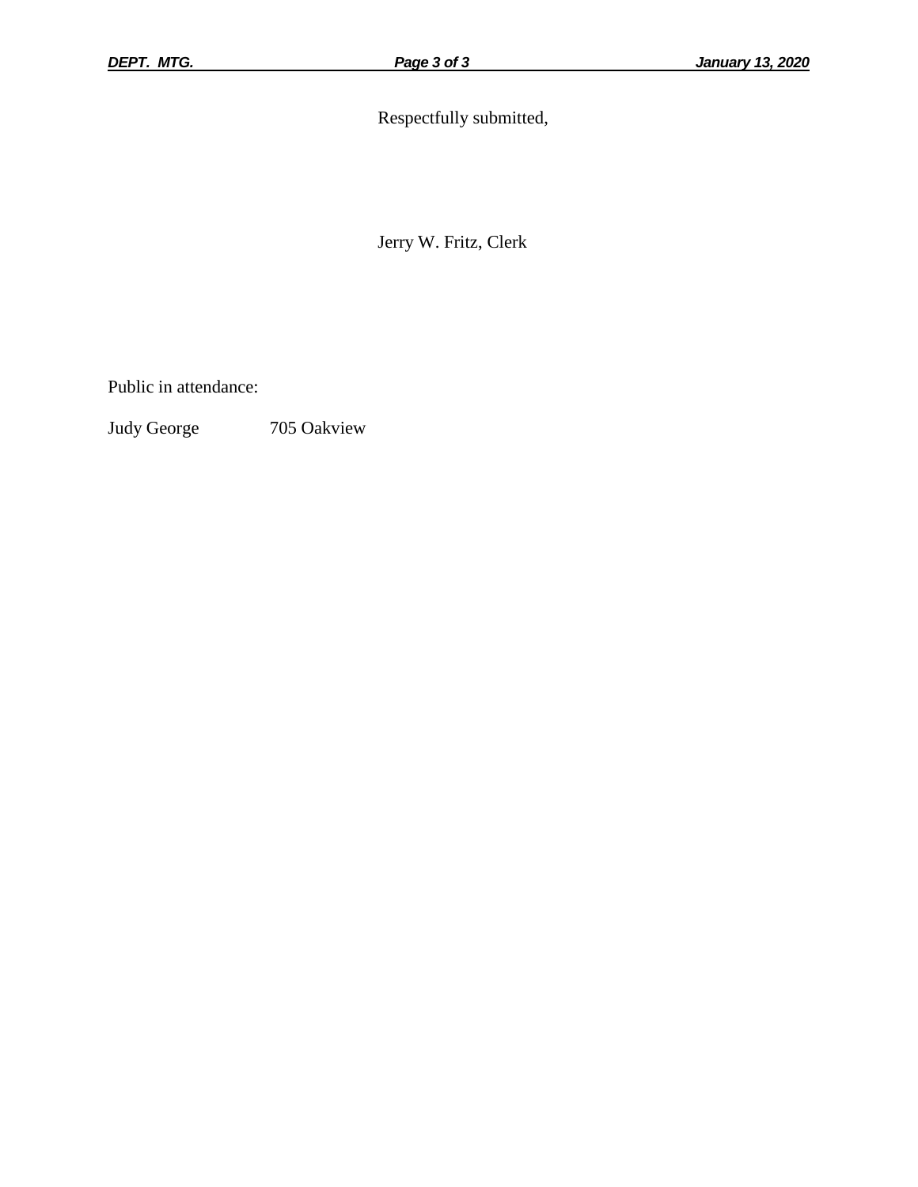Respectfully submitted,

Jerry W. Fritz, Clerk

Public in attendance:

| | |
|---|---|
| Judy George | 705 Oakview |